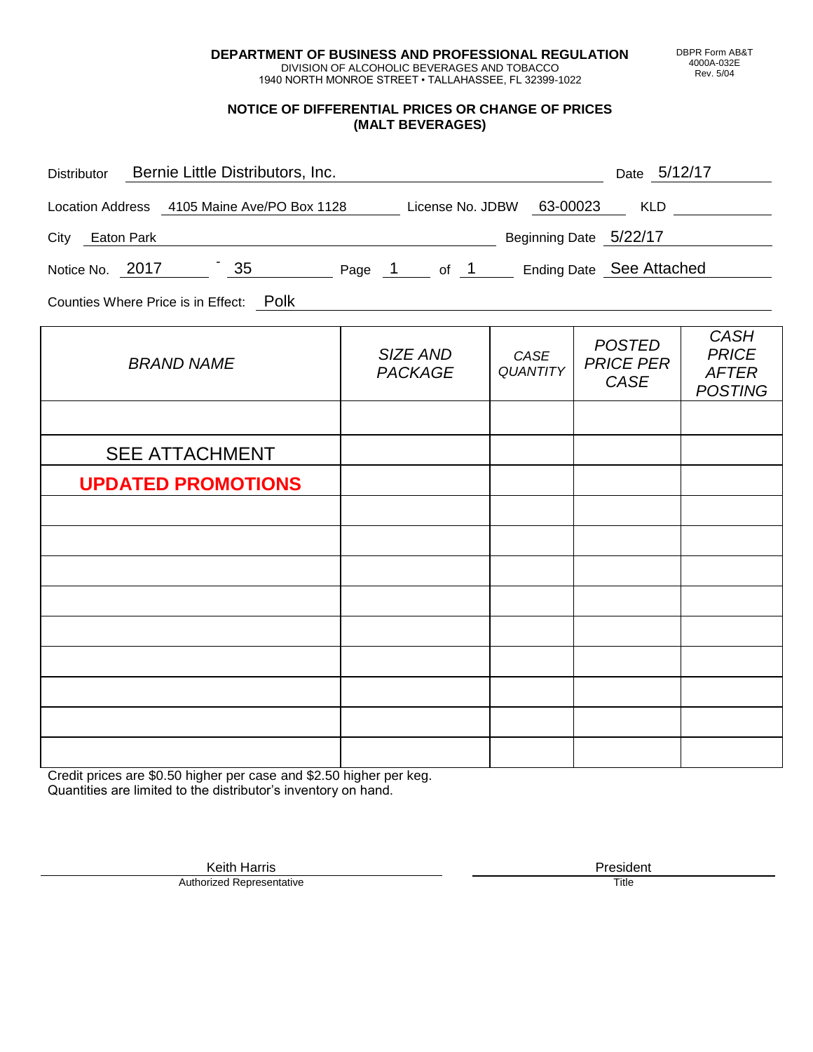**DEPARTMENT OF BUSINESS AND PROFESSIONAL REGULATION**
DIVISION OF ALCOHOLIC BEVERAGES AND TOBACCO
1940 NORTH MONROE STREET • TALLAHASSEE, FL 32399-1022

DBPR Form AB&T
4000A-032E
Rev. 5/04

## NOTICE OF DIFFERENTIAL PRICES OR CHANGE OF PRICES (MALT BEVERAGES)

Distributor: Bernie Little Distributors, Inc. Date: 5/12/17

Location Address: 4105 Maine Ave/PO Box 1128 License No. JDBW: 63-00023 KLD:

City: Eaton Park Beginning Date: 5/22/17

Notice No. 2017 - 35 Page 1 of 1 Ending Date: See Attached

Counties Where Price is in Effect: Polk

| *BRAND NAME* | *SIZE AND PACKAGE* | *CASE QUANTITY* | *POSTED PRICE PER CASE* | *CASH PRICE AFTER POSTING* |
|---|---|---|---|---|
| | | | | |
| SEE ATTACHMENT | | | | |
| **UPDATED PROMOTIONS** | | | | |
| | | | | |
| | | | | |
| | | | | |
| | | | | |
| | | | | |
| | | | | |
| | | | | |
| | | | | |
| | | | | |

Credit prices are $0.50 higher per case and $2.50 higher per keg.
Quantities are limited to the distributor's inventory on hand.

Keith Harris
Authorized Representative

President
Title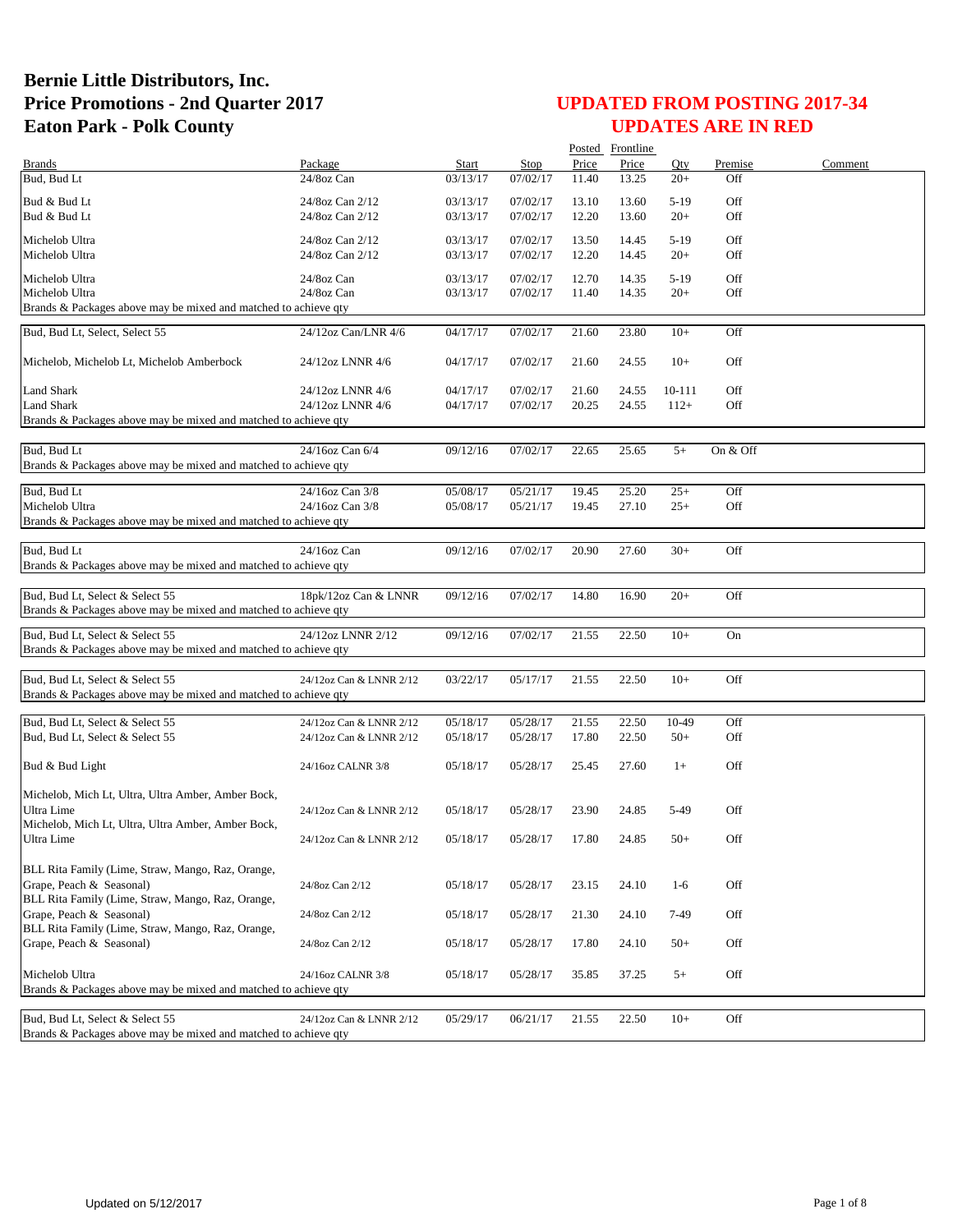# Bernie Little Distributors, Inc.
# Price Promotions - 2nd Quarter 2017
# Eaton Park - Polk County

## UPDATED FROM POSTING 2017-34
## UPDATES ARE IN RED

| Brands | Package | Start | Stop | Posted Price | Frontline Price | Qty | Premise | Comment |
|---|---|---|---|---|---|---|---|---|
| Bud, Bud Lt | 24/8oz Can | 03/13/17 | 07/02/17 | 11.40 | 13.25 | 20+ | Off | |
| Bud & Bud Lt | 24/8oz Can 2/12 | 03/13/17 | 07/02/17 | 13.10 | 13.60 | 5-19 | Off | |
| Bud & Bud Lt | 24/8oz Can 2/12 | 03/13/17 | 07/02/17 | 12.20 | 13.60 | 20+ | Off | |
| Michelob Ultra | 24/8oz Can 2/12 | 03/13/17 | 07/02/17 | 13.50 | 14.45 | 5-19 | Off | |
| Michelob Ultra | 24/8oz Can 2/12 | 03/13/17 | 07/02/17 | 12.20 | 14.45 | 20+ | Off | |
| Michelob Ultra | 24/8oz Can | 03/13/17 | 07/02/17 | 12.70 | 14.35 | 5-19 | Off | |
| Michelob Ultra | 24/8oz Can | 03/13/17 | 07/02/17 | 11.40 | 14.35 | 20+ | Off | |
| Brands & Packages above may be mixed and matched to achieve qty | | | | | | | | |
| Bud, Bud Lt, Select, Select 55 | 24/12oz Can/LNR 4/6 | 04/17/17 | 07/02/17 | 21.60 | 23.80 | 10+ | Off | |
| Michelob, Michelob Lt, Michelob Amberbock | 24/12oz LNNR 4/6 | 04/17/17 | 07/02/17 | 21.60 | 24.55 | 10+ | Off | |
| Land Shark | 24/12oz LNNR 4/6 | 04/17/17 | 07/02/17 | 21.60 | 24.55 | 10-111 | Off | |
| Land Shark | 24/12oz LNNR 4/6 | 04/17/17 | 07/02/17 | 20.25 | 24.55 | 112+ | Off | |
| Brands & Packages above may be mixed and matched to achieve qty | | | | | | | | |
| Bud, Bud Lt | 24/16oz Can 6/4 | 09/12/16 | 07/02/17 | 22.65 | 25.65 | 5+ | On & Off | |
| Brands & Packages above may be mixed and matched to achieve qty | | | | | | | | |
| Bud, Bud Lt | 24/16oz Can 3/8 | 05/08/17 | 05/21/17 | 19.45 | 25.20 | 25+ | Off | |
| Michelob Ultra | 24/16oz Can 3/8 | 05/08/17 | 05/21/17 | 19.45 | 27.10 | 25+ | Off | |
| Brands & Packages above may be mixed and matched to achieve qty | | | | | | | | |
| Bud, Bud Lt | 24/16oz Can | 09/12/16 | 07/02/17 | 20.90 | 27.60 | 30+ | Off | |
| Brands & Packages above may be mixed and matched to achieve qty | | | | | | | | |
| Bud, Bud Lt, Select & Select 55 | 18pk/12oz Can & LNNR | 09/12/16 | 07/02/17 | 14.80 | 16.90 | 20+ | Off | |
| Brands & Packages above may be mixed and matched to achieve qty | | | | | | | | |
| Bud, Bud Lt, Select & Select 55 | 24/12oz LNNR 2/12 | 09/12/16 | 07/02/17 | 21.55 | 22.50 | 10+ | On | |
| Brands & Packages above may be mixed and matched to achieve qty | | | | | | | | |
| Bud, Bud Lt, Select & Select 55 | 24/12oz Can & LNNR 2/12 | 03/22/17 | 05/17/17 | 21.55 | 22.50 | 10+ | Off | |
| Brands & Packages above may be mixed and matched to achieve qty | | | | | | | | |
| Bud, Bud Lt, Select & Select 55 | 24/12oz Can & LNNR 2/12 | 05/18/17 | 05/28/17 | 21.55 | 22.50 | 10-49 | Off | |
| Bud, Bud Lt, Select & Select 55 | 24/12oz Can & LNNR 2/12 | 05/18/17 | 05/28/17 | 17.80 | 22.50 | 50+ | Off | |
| Bud & Bud Light | 24/16oz CALNR 3/8 | 05/18/17 | 05/28/17 | 25.45 | 27.60 | 1+ | Off | |
| Michelob, Mich Lt, Ultra, Ultra Amber, Amber Bock, Ultra Lime | 24/12oz Can & LNNR 2/12 | 05/18/17 | 05/28/17 | 23.90 | 24.85 | 5-49 | Off | |
| Michelob, Mich Lt, Ultra, Ultra Amber, Amber Bock, Ultra Lime | 24/12oz Can & LNNR 2/12 | 05/18/17 | 05/28/17 | 17.80 | 24.85 | 50+ | Off | |
| BLL Rita Family (Lime, Straw, Mango, Raz, Orange, Grape, Peach & Seasonal) | 24/8oz Can 2/12 | 05/18/17 | 05/28/17 | 23.15 | 24.10 | 1-6 | Off | |
| BLL Rita Family (Lime, Straw, Mango, Raz, Orange, Grape, Peach & Seasonal) | 24/8oz Can 2/12 | 05/18/17 | 05/28/17 | 21.30 | 24.10 | 7-49 | Off | |
| BLL Rita Family (Lime, Straw, Mango, Raz, Orange, Grape, Peach & Seasonal) | 24/8oz Can 2/12 | 05/18/17 | 05/28/17 | 17.80 | 24.10 | 50+ | Off | |
| Michelob Ultra | 24/16oz CALNR 3/8 | 05/18/17 | 05/28/17 | 35.85 | 37.25 | 5+ | Off | |
| Brands & Packages above may be mixed and matched to achieve qty | | | | | | | | |
| Bud, Bud Lt, Select & Select 55 | 24/12oz Can & LNNR 2/12 | 05/29/17 | 06/21/17 | 21.55 | 22.50 | 10+ | Off | |
| Brands & Packages above may be mixed and matched to achieve qty | | | | | | | | |

Updated on 5/12/2017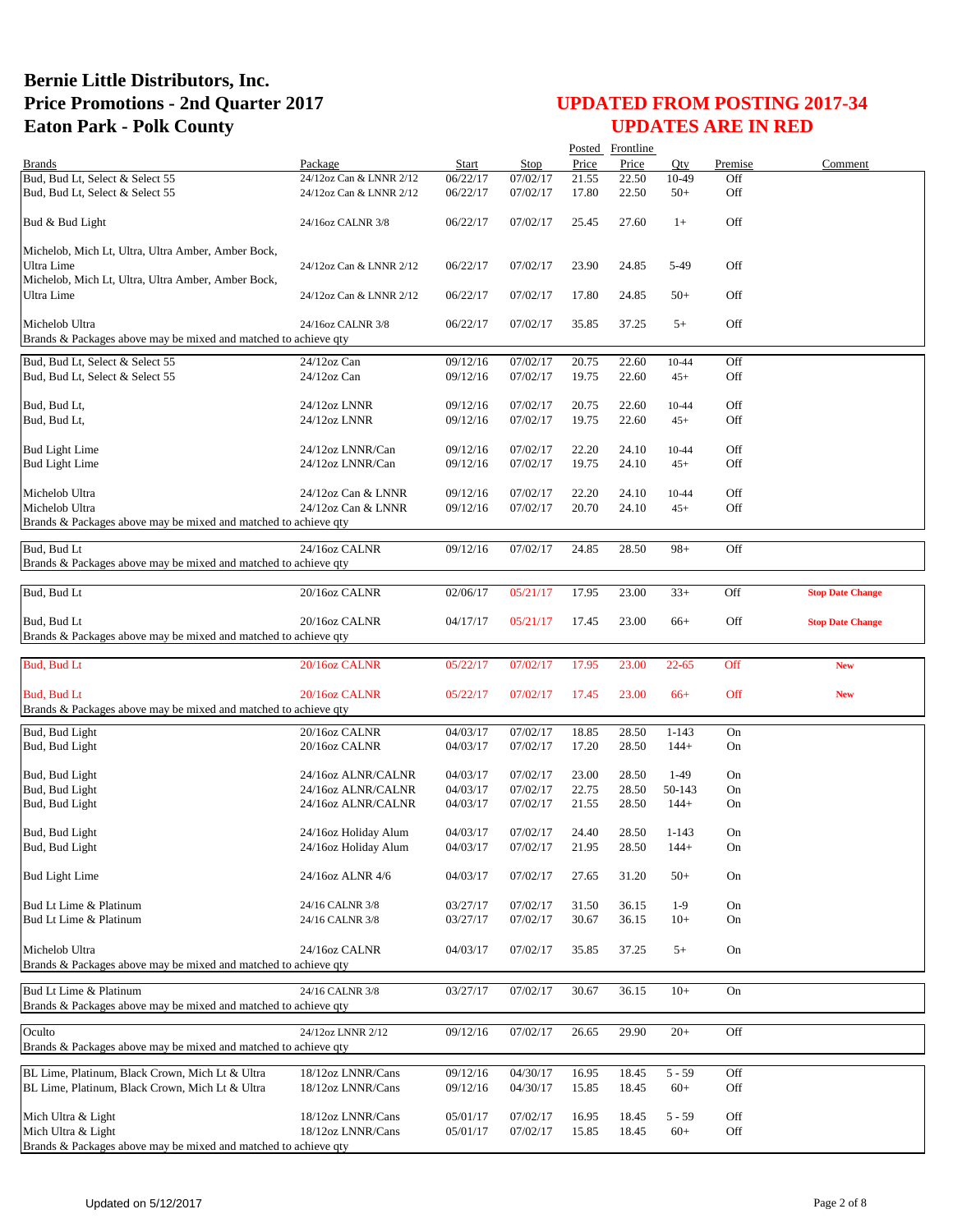# Bernie Little Distributors, Inc.
# Price Promotions - 2nd Quarter 2017
# Eaton Park - Polk County

## UPDATED FROM POSTING 2017-34
## UPDATES ARE IN RED

| Brands | Package | Start | Stop | Posted Price | Frontline Price | Qty | Premise | Comment |
|---|---|---|---|---|---|---|---|---|
| Bud, Bud Lt, Select & Select 55 | 24/12oz Can & LNNR 2/12 | 06/22/17 | 07/02/17 | 21.55 | 22.50 | 10-49 | Off | |
| Bud, Bud Lt, Select & Select 55 | 24/12oz Can & LNNR 2/12 | 06/22/17 | 07/02/17 | 17.80 | 22.50 | 50+ | Off | |
| Bud & Bud Light | 24/16oz CALNR 3/8 | 06/22/17 | 07/02/17 | 25.45 | 27.60 | 1+ | Off | |
| Michelob, Mich Lt, Ultra, Ultra Amber, Amber Bock, Ultra Lime | 24/12oz Can & LNNR 2/12 | 06/22/17 | 07/02/17 | 23.90 | 24.85 | 5-49 | Off | |
| Michelob, Mich Lt, Ultra, Ultra Amber, Amber Bock, Ultra Lime | 24/12oz Can & LNNR 2/12 | 06/22/17 | 07/02/17 | 17.80 | 24.85 | 50+ | Off | |
| Michelob Ultra | 24/16oz CALNR 3/8 | 06/22/17 | 07/02/17 | 35.85 | 37.25 | 5+ | Off | |
| Brands & Packages above may be mixed and matched to achieve qty | | | | | | | | |
| Bud, Bud Lt, Select & Select 55 | 24/12oz Can | 09/12/16 | 07/02/17 | 20.75 | 22.60 | 10-44 | Off | |
| Bud, Bud Lt, Select & Select 55 | 24/12oz Can | 09/12/16 | 07/02/17 | 19.75 | 22.60 | 45+ | Off | |
| Bud, Bud Lt, | 24/12oz LNNR | 09/12/16 | 07/02/17 | 20.75 | 22.60 | 10-44 | Off | |
| Bud, Bud Lt, | 24/12oz LNNR | 09/12/16 | 07/02/17 | 19.75 | 22.60 | 45+ | Off | |
| Bud Light Lime | 24/12oz LNNR/Can | 09/12/16 | 07/02/17 | 22.20 | 24.10 | 10-44 | Off | |
| Bud Light Lime | 24/12oz LNNR/Can | 09/12/16 | 07/02/17 | 19.75 | 24.10 | 45+ | Off | |
| Michelob Ultra | 24/12oz Can & LNNR | 09/12/16 | 07/02/17 | 22.20 | 24.10 | 10-44 | Off | |
| Michelob Ultra | 24/12oz Can & LNNR | 09/12/16 | 07/02/17 | 20.70 | 24.10 | 45+ | Off | |
| Brands & Packages above may be mixed and matched to achieve qty | | | | | | | | |
| Bud, Bud Lt | 24/16oz CALNR | 09/12/16 | 07/02/17 | 24.85 | 28.50 | 98+ | Off | |
| Brands & Packages above may be mixed and matched to achieve qty | | | | | | | | |
| Bud, Bud Lt | 20/16oz CALNR | 02/06/17 | 05/21/17 | 17.95 | 23.00 | 33+ | Off | **Stop Date Change** |
| Bud, Bud Lt | 20/16oz CALNR | 04/17/17 | 05/21/17 | 17.45 | 23.00 | 66+ | Off | **Stop Date Change** |
| Brands & Packages above may be mixed and matched to achieve qty | | | | | | | | |
| Bud, Bud Lt | 20/16oz CALNR | 05/22/17 | 07/02/17 | 17.95 | 23.00 | 22-65 | Off | **New** |
| Bud, Bud Lt | 20/16oz CALNR | 05/22/17 | 07/02/17 | 17.45 | 23.00 | 66+ | Off | **New** |
| Brands & Packages above may be mixed and matched to achieve qty | | | | | | | | |
| Bud, Bud Light | 20/16oz CALNR | 04/03/17 | 07/02/17 | 18.85 | 28.50 | 1-143 | On | |
| Bud, Bud Light | 20/16oz CALNR | 04/03/17 | 07/02/17 | 17.20 | 28.50 | 144+ | On | |
| Bud, Bud Light | 24/16oz ALNR/CALNR | 04/03/17 | 07/02/17 | 23.00 | 28.50 | 1-49 | On | |
| Bud, Bud Light | 24/16oz ALNR/CALNR | 04/03/17 | 07/02/17 | 22.75 | 28.50 | 50-143 | On | |
| Bud, Bud Light | 24/16oz ALNR/CALNR | 04/03/17 | 07/02/17 | 21.55 | 28.50 | 144+ | On | |
| Bud, Bud Light | 24/16oz Holiday Alum | 04/03/17 | 07/02/17 | 24.40 | 28.50 | 1-143 | On | |
| Bud, Bud Light | 24/16oz Holiday Alum | 04/03/17 | 07/02/17 | 21.95 | 28.50 | 144+ | On | |
| Bud Light Lime | 24/16oz ALNR 4/6 | 04/03/17 | 07/02/17 | 27.65 | 31.20 | 50+ | On | |
| Bud Lt Lime & Platinum | 24/16 CALNR 3/8 | 03/27/17 | 07/02/17 | 31.50 | 36.15 | 1-9 | On | |
| Bud Lt Lime & Platinum | 24/16 CALNR 3/8 | 03/27/17 | 07/02/17 | 30.67 | 36.15 | 10+ | On | |
| Michelob Ultra | 24/16oz CALNR | 04/03/17 | 07/02/17 | 35.85 | 37.25 | 5+ | On | |
| Brands & Packages above may be mixed and matched to achieve qty | | | | | | | | |
| Bud Lt Lime & Platinum | 24/16 CALNR 3/8 | 03/27/17 | 07/02/17 | 30.67 | 36.15 | 10+ | On | |
| Brands & Packages above may be mixed and matched to achieve qty | | | | | | | | |
| Oculto | 24/12oz LNNR 2/12 | 09/12/16 | 07/02/17 | 26.65 | 29.90 | 20+ | Off | |
| Brands & Packages above may be mixed and matched to achieve qty | | | | | | | | |
| BL Lime, Platinum, Black Crown, Mich Lt & Ultra | 18/12oz LNNR/Cans | 09/12/16 | 04/30/17 | 16.95 | 18.45 | 5 - 59 | Off | |
| BL Lime, Platinum, Black Crown, Mich Lt & Ultra | 18/12oz LNNR/Cans | 09/12/16 | 04/30/17 | 15.85 | 18.45 | 60+ | Off | |
| Mich Ultra & Light | 18/12oz LNNR/Cans | 05/01/17 | 07/02/17 | 16.95 | 18.45 | 5 - 59 | Off | |
| Mich Ultra & Light | 18/12oz LNNR/Cans | 05/01/17 | 07/02/17 | 15.85 | 18.45 | 60+ | Off | |
| Brands & Packages above may be mixed and matched to achieve qty | | | | | | | | |

Updated on 5/12/2017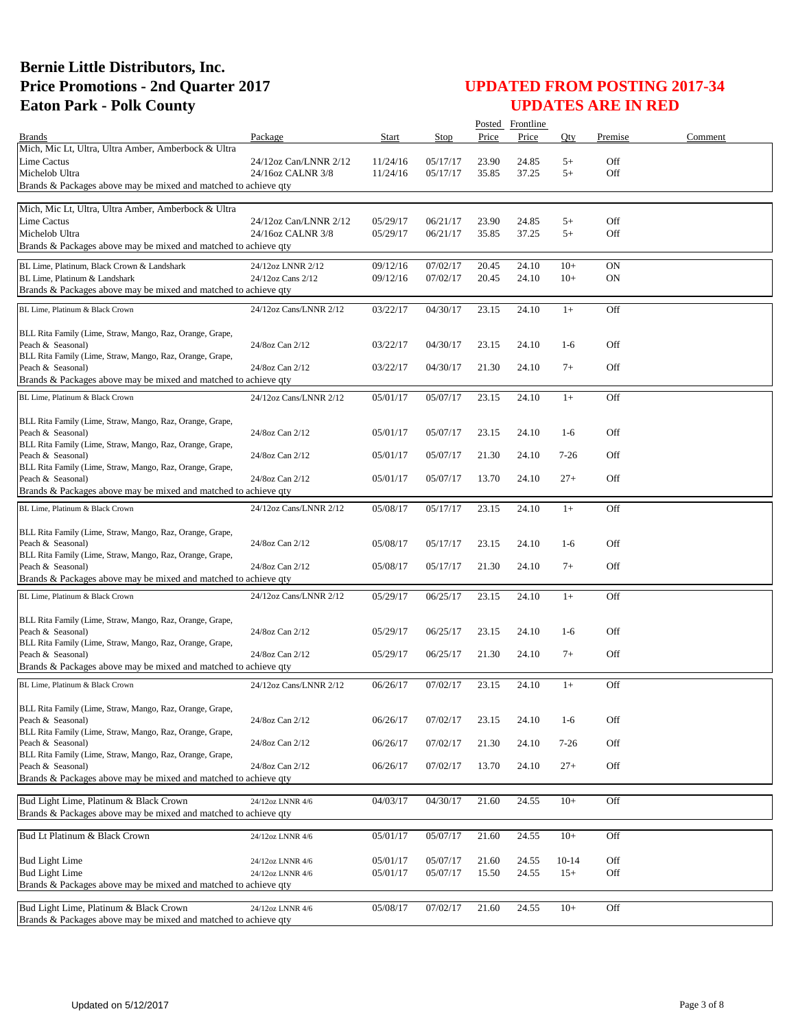# Bernie Little Distributors, Inc.
# Price Promotions - 2nd Quarter 2017
# Eaton Park - Polk County

## UPDATED FROM POSTING 2017-34
## UPDATES ARE IN RED

| Brands | Package | Start | Stop | Posted Price | Frontline Price | Qty | Premise | Comment |
|---|---|---|---|---|---|---|---|---|
| Mich, Mic Lt, Ultra, Ultra Amber, Amberbock & Ultra | | | | | | | | |
| Lime Cactus | 24/12oz Can/LNNR 2/12 | 11/24/16 | 05/17/17 | 23.90 | 24.85 | 5+ | Off | |
| Michelob Ultra | 24/16oz CALNR 3/8 | 11/24/16 | 05/17/17 | 35.85 | 37.25 | 5+ | Off | |
| Brands & Packages above may be mixed and matched to achieve qty | | | | | | | | |
| Mich, Mic Lt, Ultra, Ultra Amber, Amberbock & Ultra | | | | | | | | |
| Lime Cactus | 24/12oz Can/LNNR 2/12 | 05/29/17 | 06/21/17 | 23.90 | 24.85 | 5+ | Off | |
| Michelob Ultra | 24/16oz CALNR 3/8 | 05/29/17 | 06/21/17 | 35.85 | 37.25 | 5+ | Off | |
| Brands & Packages above may be mixed and matched to achieve qty | | | | | | | | |
| BL Lime, Platinum, Black Crown & Landshark | 24/12oz LNNR 2/12 | 09/12/16 | 07/02/17 | 20.45 | 24.10 | 10+ | ON | |
| BL Lime, Platinum & Landshark | 24/12oz Cans 2/12 | 09/12/16 | 07/02/17 | 20.45 | 24.10 | 10+ | ON | |
| Brands & Packages above may be mixed and matched to achieve qty | | | | | | | | |
| BL Lime, Platinum & Black Crown | 24/12oz Cans/LNNR 2/12 | 03/22/17 | 04/30/17 | 23.15 | 24.10 | 1+ | Off | |
| BLL Rita Family (Lime, Straw, Mango, Raz, Orange, Grape, Peach & Seasonal) | 24/8oz Can 2/12 | 03/22/17 | 04/30/17 | 23.15 | 24.10 | 1-6 | Off | |
| BLL Rita Family (Lime, Straw, Mango, Raz, Orange, Grape, Peach & Seasonal) | 24/8oz Can 2/12 | 03/22/17 | 04/30/17 | 21.30 | 24.10 | 7+ | Off | |
| Brands & Packages above may be mixed and matched to achieve qty | | | | | | | | |
| BL Lime, Platinum & Black Crown | 24/12oz Cans/LNNR 2/12 | 05/01/17 | 05/07/17 | 23.15 | 24.10 | 1+ | Off | |
| BLL Rita Family (Lime, Straw, Mango, Raz, Orange, Grape, Peach & Seasonal) | 24/8oz Can 2/12 | 05/01/17 | 05/07/17 | 23.15 | 24.10 | 1-6 | Off | |
| BLL Rita Family (Lime, Straw, Mango, Raz, Orange, Grape, Peach & Seasonal) | 24/8oz Can 2/12 | 05/01/17 | 05/07/17 | 21.30 | 24.10 | 7-26 | Off | |
| BLL Rita Family (Lime, Straw, Mango, Raz, Orange, Grape, Peach & Seasonal) | 24/8oz Can 2/12 | 05/01/17 | 05/07/17 | 13.70 | 24.10 | 27+ | Off | |
| Brands & Packages above may be mixed and matched to achieve qty | | | | | | | | |
| BL Lime, Platinum & Black Crown | 24/12oz Cans/LNNR 2/12 | 05/08/17 | 05/17/17 | 23.15 | 24.10 | 1+ | Off | |
| BLL Rita Family (Lime, Straw, Mango, Raz, Orange, Grape, Peach & Seasonal) | 24/8oz Can 2/12 | 05/08/17 | 05/17/17 | 23.15 | 24.10 | 1-6 | Off | |
| BLL Rita Family (Lime, Straw, Mango, Raz, Orange, Grape, Peach & Seasonal) | 24/8oz Can 2/12 | 05/08/17 | 05/17/17 | 21.30 | 24.10 | 7+ | Off | |
| Brands & Packages above may be mixed and matched to achieve qty | | | | | | | | |
| BL Lime, Platinum & Black Crown | 24/12oz Cans/LNNR 2/12 | 05/29/17 | 06/25/17 | 23.15 | 24.10 | 1+ | Off | |
| BLL Rita Family (Lime, Straw, Mango, Raz, Orange, Grape, Peach & Seasonal) | 24/8oz Can 2/12 | 05/29/17 | 06/25/17 | 23.15 | 24.10 | 1-6 | Off | |
| BLL Rita Family (Lime, Straw, Mango, Raz, Orange, Grape, Peach & Seasonal) | 24/8oz Can 2/12 | 05/29/17 | 06/25/17 | 21.30 | 24.10 | 7+ | Off | |
| Brands & Packages above may be mixed and matched to achieve qty | | | | | | | | |
| BL Lime, Platinum & Black Crown | 24/12oz Cans/LNNR 2/12 | 06/26/17 | 07/02/17 | 23.15 | 24.10 | 1+ | Off | |
| BLL Rita Family (Lime, Straw, Mango, Raz, Orange, Grape, Peach & Seasonal) | 24/8oz Can 2/12 | 06/26/17 | 07/02/17 | 23.15 | 24.10 | 1-6 | Off | |
| BLL Rita Family (Lime, Straw, Mango, Raz, Orange, Grape, Peach & Seasonal) | 24/8oz Can 2/12 | 06/26/17 | 07/02/17 | 21.30 | 24.10 | 7-26 | Off | |
| BLL Rita Family (Lime, Straw, Mango, Raz, Orange, Grape, Peach & Seasonal) | 24/8oz Can 2/12 | 06/26/17 | 07/02/17 | 13.70 | 24.10 | 27+ | Off | |
| Brands & Packages above may be mixed and matched to achieve qty | | | | | | | | |
| Bud Light Lime, Platinum & Black Crown | 24/12oz LNNR 4/6 | 04/03/17 | 04/30/17 | 21.60 | 24.55 | 10+ | Off | |
| Brands & Packages above may be mixed and matched to achieve qty | | | | | | | | |
| Bud Lt Platinum & Black Crown | 24/12oz LNNR 4/6 | 05/01/17 | 05/07/17 | 21.60 | 24.55 | 10+ | Off | |
| Bud Light Lime | 24/12oz LNNR 4/6 | 05/01/17 | 05/07/17 | 21.60 | 24.55 | 10-14 | Off | |
| Bud Light Lime | 24/12oz LNNR 4/6 | 05/01/17 | 05/07/17 | 15.50 | 24.55 | 15+ | Off | |
| Brands & Packages above may be mixed and matched to achieve qty | | | | | | | | |
| Bud Light Lime, Platinum & Black Crown | 24/12oz LNNR 4/6 | 05/08/17 | 07/02/17 | 21.60 | 24.55 | 10+ | Off | |
| Brands & Packages above may be mixed and matched to achieve qty | | | | | | | | |

Updated on 5/12/2017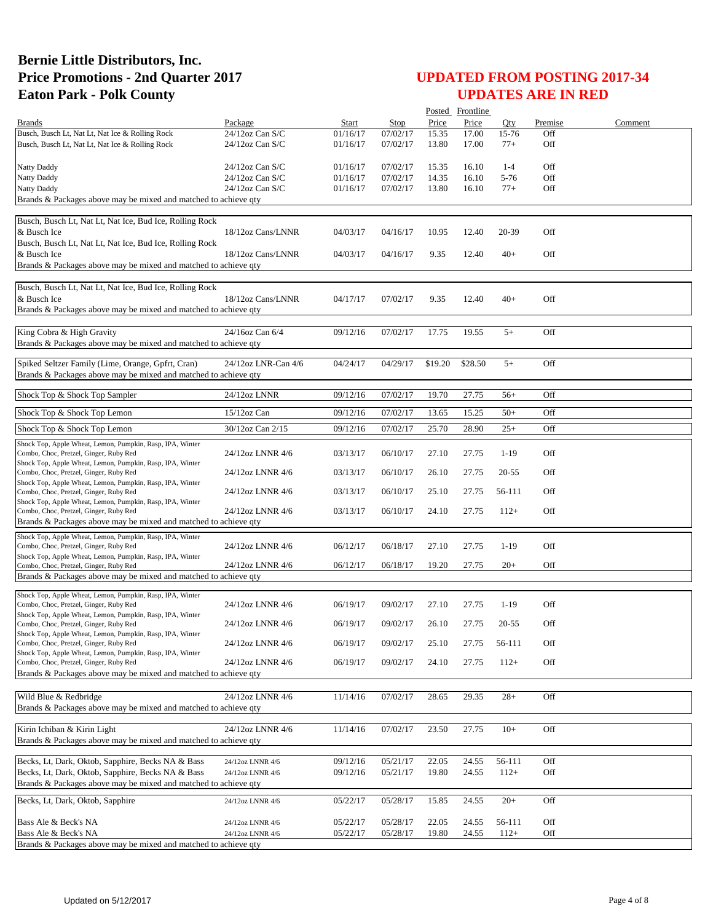# Bernie Little Distributors, Inc.
# Price Promotions - 2nd Quarter 2017
# Eaton Park - Polk County

## UPDATED FROM POSTING 2017-34
## UPDATES ARE IN RED

| Brands | Package | Start | Stop | Posted Price | Frontline Price | Qty | Premise | Comment |
|---|---|---|---|---|---|---|---|---|
| Busch, Busch Lt, Nat Lt, Nat Ice & Rolling Rock | 24/12oz Can S/C | 01/16/17 | 07/02/17 | 15.35 | 17.00 | 15-76 | Off | |
| Busch, Busch Lt, Nat Lt, Nat Ice & Rolling Rock | 24/12oz Can S/C | 01/16/17 | 07/02/17 | 13.80 | 17.00 | 77+ | Off | |
| Natty Daddy | 24/12oz Can S/C | 01/16/17 | 07/02/17 | 15.35 | 16.10 | 1-4 | Off | |
| Natty Daddy | 24/12oz Can S/C | 01/16/17 | 07/02/17 | 14.35 | 16.10 | 5-76 | Off | |
| Natty Daddy | 24/12oz Can S/C | 01/16/17 | 07/02/17 | 13.80 | 16.10 | 77+ | Off | |
| Brands & Packages above may be mixed and matched to achieve qty | | | | | | | | |
| Busch, Busch Lt, Nat Lt, Nat Ice, Bud Ice, Rolling Rock & Busch Ice | 18/12oz Cans/LNNR | 04/03/17 | 04/16/17 | 10.95 | 12.40 | 20-39 | Off | |
| Busch, Busch Lt, Nat Lt, Nat Ice, Bud Ice, Rolling Rock & Busch Ice | 18/12oz Cans/LNNR | 04/03/17 | 04/16/17 | 9.35 | 12.40 | 40+ | Off | |
| Brands & Packages above may be mixed and matched to achieve qty | | | | | | | | |
| Busch, Busch Lt, Nat Lt, Nat Ice, Bud Ice, Rolling Rock & Busch Ice | 18/12oz Cans/LNNR | 04/17/17 | 07/02/17 | 9.35 | 12.40 | 40+ | Off | |
| Brands & Packages above may be mixed and matched to achieve qty | | | | | | | | |
| King Cobra & High Gravity | 24/16oz Can 6/4 | 09/12/16 | 07/02/17 | 17.75 | 19.55 | 5+ | Off | |
| Brands & Packages above may be mixed and matched to achieve qty | | | | | | | | |
| Spiked Seltzer Family (Lime, Orange, Gpfrt, Cran) | 24/12oz LNR-Can 4/6 | 04/24/17 | 04/29/17 | $19.20 | $28.50 | 5+ | Off | |
| Brands & Packages above may be mixed and matched to achieve qty | | | | | | | | |
| Shock Top & Shock Top Sampler | 24/12oz LNNR | 09/12/16 | 07/02/17 | 19.70 | 27.75 | 56+ | Off | |
| Shock Top & Shock Top Lemon | 15/12oz Can | 09/12/16 | 07/02/17 | 13.65 | 15.25 | 50+ | Off | |
| Shock Top & Shock Top Lemon | 30/12oz Can 2/15 | 09/12/16 | 07/02/17 | 25.70 | 28.90 | 25+ | Off | |
| Shock Top, Apple Wheat, Lemon, Pumpkin, Rasp, IPA, Winter Combo, Choc, Pretzel, Ginger, Ruby Red | 24/12oz LNNR 4/6 | 03/13/17 | 06/10/17 | 27.10 | 27.75 | 1-19 | Off | |
| Shock Top, Apple Wheat, Lemon, Pumpkin, Rasp, IPA, Winter Combo, Choc, Pretzel, Ginger, Ruby Red | 24/12oz LNNR 4/6 | 03/13/17 | 06/10/17 | 26.10 | 27.75 | 20-55 | Off | |
| Shock Top, Apple Wheat, Lemon, Pumpkin, Rasp, IPA, Winter Combo, Choc, Pretzel, Ginger, Ruby Red | 24/12oz LNNR 4/6 | 03/13/17 | 06/10/17 | 25.10 | 27.75 | 56-111 | Off | |
| Shock Top, Apple Wheat, Lemon, Pumpkin, Rasp, IPA, Winter Combo, Choc, Pretzel, Ginger, Ruby Red | 24/12oz LNNR 4/6 | 03/13/17 | 06/10/17 | 24.10 | 27.75 | 112+ | Off | |
| Brands & Packages above may be mixed and matched to achieve qty | | | | | | | | |
| Shock Top, Apple Wheat, Lemon, Pumpkin, Rasp, IPA, Winter Combo, Choc, Pretzel, Ginger, Ruby Red | 24/12oz LNNR 4/6 | 06/12/17 | 06/18/17 | 27.10 | 27.75 | 1-19 | Off | |
| Shock Top, Apple Wheat, Lemon, Pumpkin, Rasp, IPA, Winter Combo, Choc, Pretzel, Ginger, Ruby Red | 24/12oz LNNR 4/6 | 06/12/17 | 06/18/17 | 19.20 | 27.75 | 20+ | Off | |
| Brands & Packages above may be mixed and matched to achieve qty | | | | | | | | |
| Shock Top, Apple Wheat, Lemon, Pumpkin, Rasp, IPA, Winter Combo, Choc, Pretzel, Ginger, Ruby Red | 24/12oz LNNR 4/6 | 06/19/17 | 09/02/17 | 27.10 | 27.75 | 1-19 | Off | |
| Shock Top, Apple Wheat, Lemon, Pumpkin, Rasp, IPA, Winter Combo, Choc, Pretzel, Ginger, Ruby Red | 24/12oz LNNR 4/6 | 06/19/17 | 09/02/17 | 26.10 | 27.75 | 20-55 | Off | |
| Shock Top, Apple Wheat, Lemon, Pumpkin, Rasp, IPA, Winter Combo, Choc, Pretzel, Ginger, Ruby Red | 24/12oz LNNR 4/6 | 06/19/17 | 09/02/17 | 25.10 | 27.75 | 56-111 | Off | |
| Shock Top, Apple Wheat, Lemon, Pumpkin, Rasp, IPA, Winter Combo, Choc, Pretzel, Ginger, Ruby Red | 24/12oz LNNR 4/6 | 06/19/17 | 09/02/17 | 24.10 | 27.75 | 112+ | Off | |
| Brands & Packages above may be mixed and matched to achieve qty | | | | | | | | |
| Wild Blue & Redbridge | 24/12oz LNNR 4/6 | 11/14/16 | 07/02/17 | 28.65 | 29.35 | 28+ | Off | |
| Brands & Packages above may be mixed and matched to achieve qty | | | | | | | | |
| Kirin Ichiban & Kirin Light | 24/12oz LNNR 4/6 | 11/14/16 | 07/02/17 | 23.50 | 27.75 | 10+ | Off | |
| Brands & Packages above may be mixed and matched to achieve qty | | | | | | | | |
| Becks, Lt, Dark, Oktob, Sapphire, Becks NA & Bass | 24/12oz LNNR 4/6 | 09/12/16 | 05/21/17 | 22.05 | 24.55 | 56-111 | Off | |
| Becks, Lt, Dark, Oktob, Sapphire, Becks NA & Bass | 24/12oz LNNR 4/6 | 09/12/16 | 05/21/17 | 19.80 | 24.55 | 112+ | Off | |
| Brands & Packages above may be mixed and matched to achieve qty | | | | | | | | |
| Becks, Lt, Dark, Oktob, Sapphire | 24/12oz LNNR 4/6 | 05/22/17 | 05/28/17 | 15.85 | 24.55 | 20+ | Off | |
| Bass Ale & Beck's NA | 24/12oz LNNR 4/6 | 05/22/17 | 05/28/17 | 22.05 | 24.55 | 56-111 | Off | |
| Bass Ale & Beck's NA | 24/12oz LNNR 4/6 | 05/22/17 | 05/28/17 | 19.80 | 24.55 | 112+ | Off | |
| Brands & Packages above may be mixed and matched to achieve qty | | | | | | | | |

Updated on 5/12/2017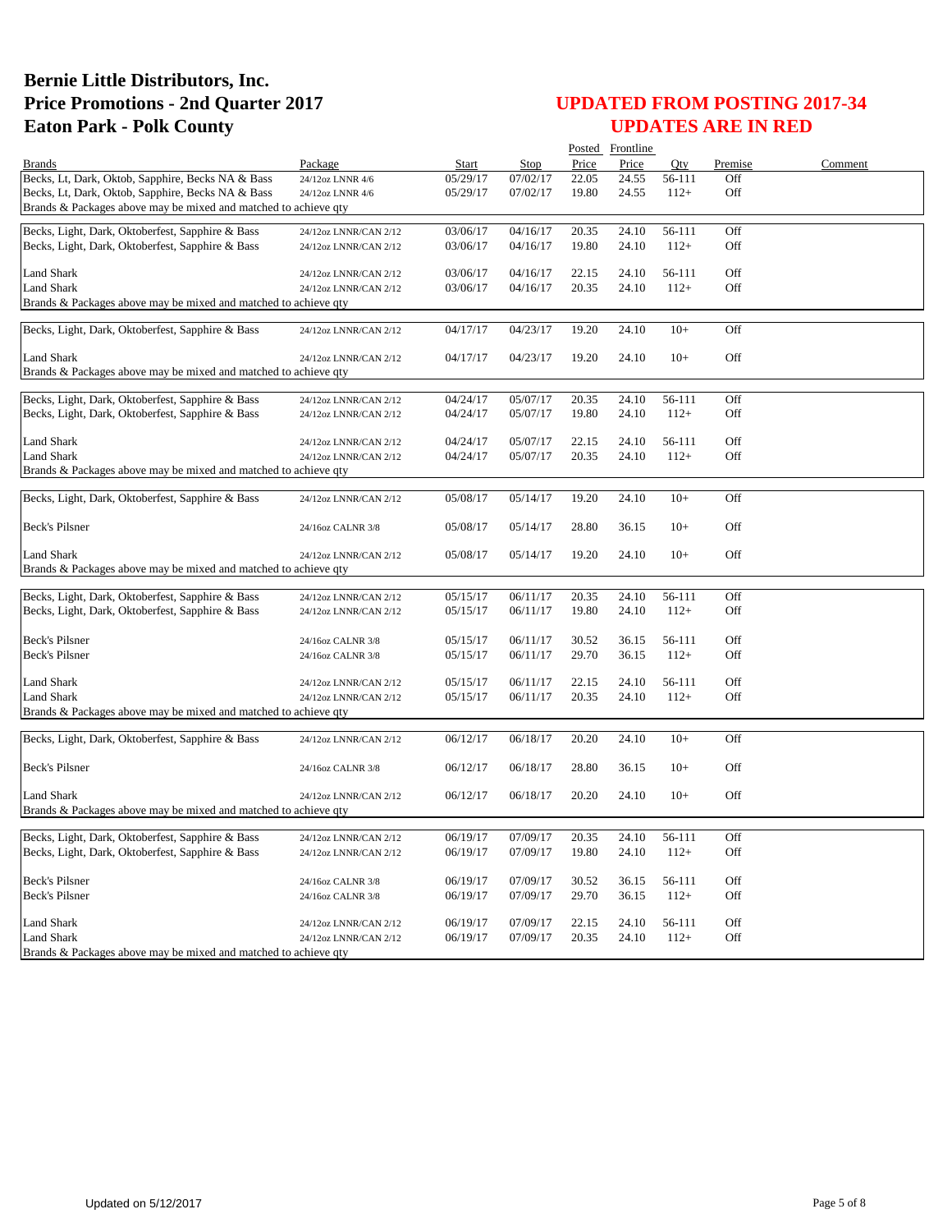# Bernie Little Distributors, Inc.
# Price Promotions - 2nd Quarter 2017
# Eaton Park - Polk County

## UPDATED FROM POSTING 2017-34
## UPDATES ARE IN RED

| Brands | Package | Start | Stop | Posted Price | Frontline Price | Qty | Premise | Comment |
|---|---|---|---|---|---|---|---|---|
| Becks, Lt, Dark, Oktob, Sapphire, Becks NA & Bass | 24/12oz LNNR 4/6 | 05/29/17 | 07/02/17 | 22.05 | 24.55 | 56-111 | Off | |
| Becks, Lt, Dark, Oktob, Sapphire, Becks NA & Bass | 24/12oz LNNR 4/6 | 05/29/17 | 07/02/17 | 19.80 | 24.55 | 112+ | Off | |
| Brands & Packages above may be mixed and matched to achieve qty | | | | | | | | |
| Becks, Light, Dark, Oktoberfest, Sapphire & Bass | 24/12oz LNNR/CAN 2/12 | 03/06/17 | 04/16/17 | 20.35 | 24.10 | 56-111 | Off | |
| Becks, Light, Dark, Oktoberfest, Sapphire & Bass | 24/12oz LNNR/CAN 2/12 | 03/06/17 | 04/16/17 | 19.80 | 24.10 | 112+ | Off | |
| Land Shark | 24/12oz LNNR/CAN 2/12 | 03/06/17 | 04/16/17 | 22.15 | 24.10 | 56-111 | Off | |
| Land Shark | 24/12oz LNNR/CAN 2/12 | 03/06/17 | 04/16/17 | 20.35 | 24.10 | 112+ | Off | |
| Brands & Packages above may be mixed and matched to achieve qty | | | | | | | | |
| Becks, Light, Dark, Oktoberfest, Sapphire & Bass | 24/12oz LNNR/CAN 2/12 | 04/17/17 | 04/23/17 | 19.20 | 24.10 | 10+ | Off | |
| Land Shark | 24/12oz LNNR/CAN 2/12 | 04/17/17 | 04/23/17 | 19.20 | 24.10 | 10+ | Off | |
| Brands & Packages above may be mixed and matched to achieve qty | | | | | | | | |
| Becks, Light, Dark, Oktoberfest, Sapphire & Bass | 24/12oz LNNR/CAN 2/12 | 04/24/17 | 05/07/17 | 20.35 | 24.10 | 56-111 | Off | |
| Becks, Light, Dark, Oktoberfest, Sapphire & Bass | 24/12oz LNNR/CAN 2/12 | 04/24/17 | 05/07/17 | 19.80 | 24.10 | 112+ | Off | |
| Land Shark | 24/12oz LNNR/CAN 2/12 | 04/24/17 | 05/07/17 | 22.15 | 24.10 | 56-111 | Off | |
| Land Shark | 24/12oz LNNR/CAN 2/12 | 04/24/17 | 05/07/17 | 20.35 | 24.10 | 112+ | Off | |
| Brands & Packages above may be mixed and matched to achieve qty | | | | | | | | |
| Becks, Light, Dark, Oktoberfest, Sapphire & Bass | 24/12oz LNNR/CAN 2/12 | 05/08/17 | 05/14/17 | 19.20 | 24.10 | 10+ | Off | |
| Beck's Pilsner | 24/16oz CALNR 3/8 | 05/08/17 | 05/14/17 | 28.80 | 36.15 | 10+ | Off | |
| Land Shark | 24/12oz LNNR/CAN 2/12 | 05/08/17 | 05/14/17 | 19.20 | 24.10 | 10+ | Off | |
| Brands & Packages above may be mixed and matched to achieve qty | | | | | | | | |
| Becks, Light, Dark, Oktoberfest, Sapphire & Bass | 24/12oz LNNR/CAN 2/12 | 05/15/17 | 06/11/17 | 20.35 | 24.10 | 56-111 | Off | |
| Becks, Light, Dark, Oktoberfest, Sapphire & Bass | 24/12oz LNNR/CAN 2/12 | 05/15/17 | 06/11/17 | 19.80 | 24.10 | 112+ | Off | |
| Beck's Pilsner | 24/16oz CALNR 3/8 | 05/15/17 | 06/11/17 | 30.52 | 36.15 | 56-111 | Off | |
| Beck's Pilsner | 24/16oz CALNR 3/8 | 05/15/17 | 06/11/17 | 29.70 | 36.15 | 112+ | Off | |
| Land Shark | 24/12oz LNNR/CAN 2/12 | 05/15/17 | 06/11/17 | 22.15 | 24.10 | 56-111 | Off | |
| Land Shark | 24/12oz LNNR/CAN 2/12 | 05/15/17 | 06/11/17 | 20.35 | 24.10 | 112+ | Off | |
| Brands & Packages above may be mixed and matched to achieve qty | | | | | | | | |
| Becks, Light, Dark, Oktoberfest, Sapphire & Bass | 24/12oz LNNR/CAN 2/12 | 06/12/17 | 06/18/17 | 20.20 | 24.10 | 10+ | Off | |
| Beck's Pilsner | 24/16oz CALNR 3/8 | 06/12/17 | 06/18/17 | 28.80 | 36.15 | 10+ | Off | |
| Land Shark | 24/12oz LNNR/CAN 2/12 | 06/12/17 | 06/18/17 | 20.20 | 24.10 | 10+ | Off | |
| Brands & Packages above may be mixed and matched to achieve qty | | | | | | | | |
| Becks, Light, Dark, Oktoberfest, Sapphire & Bass | 24/12oz LNNR/CAN 2/12 | 06/19/17 | 07/09/17 | 20.35 | 24.10 | 56-111 | Off | |
| Becks, Light, Dark, Oktoberfest, Sapphire & Bass | 24/12oz LNNR/CAN 2/12 | 06/19/17 | 07/09/17 | 19.80 | 24.10 | 112+ | Off | |
| Beck's Pilsner | 24/16oz CALNR 3/8 | 06/19/17 | 07/09/17 | 30.52 | 36.15 | 56-111 | Off | |
| Beck's Pilsner | 24/16oz CALNR 3/8 | 06/19/17 | 07/09/17 | 29.70 | 36.15 | 112+ | Off | |
| Land Shark | 24/12oz LNNR/CAN 2/12 | 06/19/17 | 07/09/17 | 22.15 | 24.10 | 56-111 | Off | |
| Land Shark | 24/12oz LNNR/CAN 2/12 | 06/19/17 | 07/09/17 | 20.35 | 24.10 | 112+ | Off | |
| Brands & Packages above may be mixed and matched to achieve qty | | | | | | | | |

Updated on 5/12/2017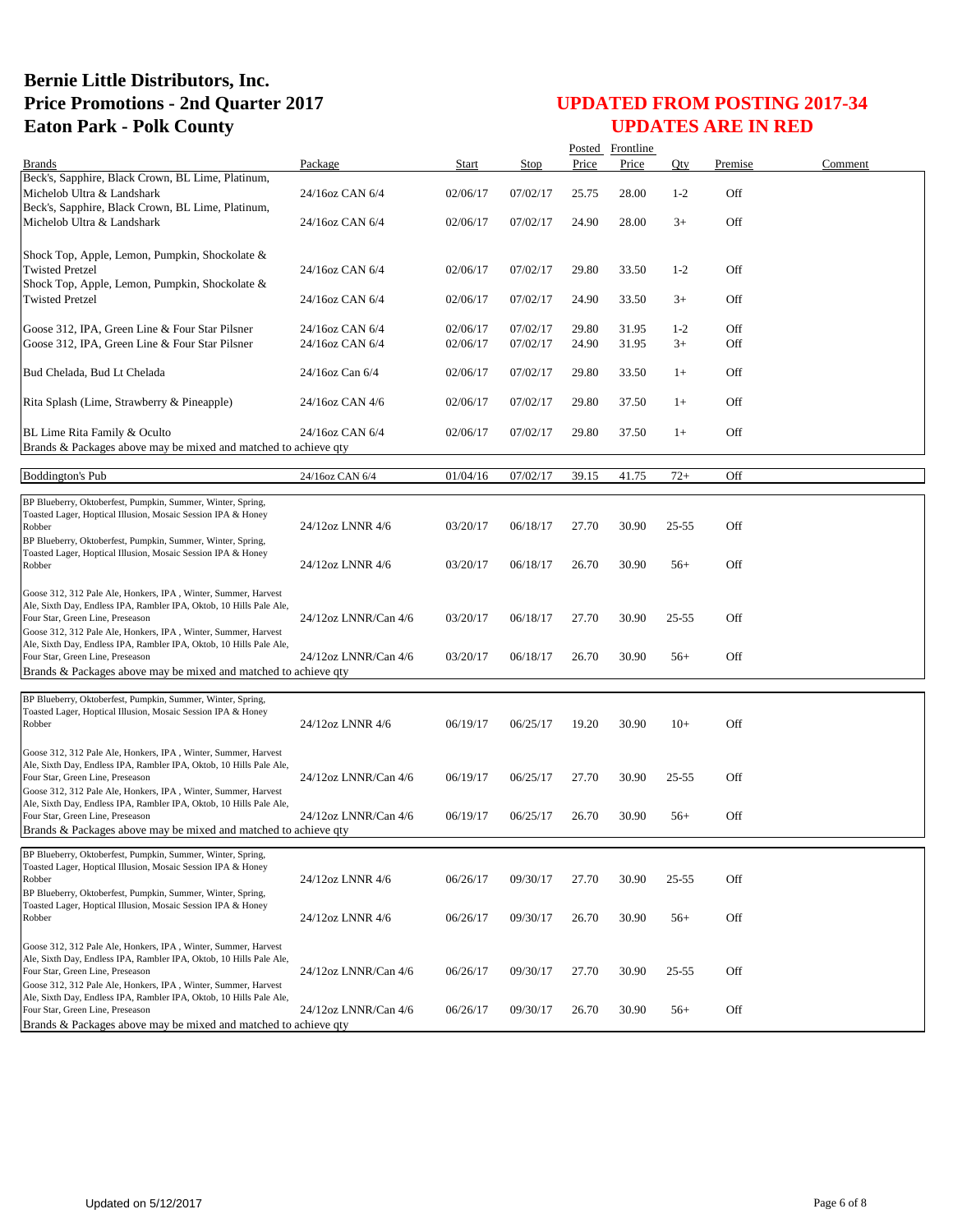# Bernie Little Distributors, Inc.
# Price Promotions - 2nd Quarter 2017
# Eaton Park - Polk County

## UPDATED FROM POSTING 2017-34
## UPDATES ARE IN RED

| Brands | Package | Start | Stop | Posted Price | Frontline Price | Qty | Premise | Comment |
|---|---|---|---|---|---|---|---|---|
| Beck's, Sapphire, Black Crown, BL Lime, Platinum, Michelob Ultra & Landshark | 24/16oz CAN 6/4 | 02/06/17 | 07/02/17 | 25.75 | 28.00 | 1-2 | Off | |
| Beck's, Sapphire, Black Crown, BL Lime, Platinum, Michelob Ultra & Landshark | 24/16oz CAN 6/4 | 02/06/17 | 07/02/17 | 24.90 | 28.00 | 3+ | Off | |
| Shock Top, Apple, Lemon, Pumpkin, Shockolate & Twisted Pretzel | 24/16oz CAN 6/4 | 02/06/17 | 07/02/17 | 29.80 | 33.50 | 1-2 | Off | |
| Shock Top, Apple, Lemon, Pumpkin, Shockolate & Twisted Pretzel | 24/16oz CAN 6/4 | 02/06/17 | 07/02/17 | 24.90 | 33.50 | 3+ | Off | |
| Goose 312, IPA, Green Line & Four Star Pilsner | 24/16oz CAN 6/4 | 02/06/17 | 07/02/17 | 29.80 | 31.95 | 1-2 | Off | |
| Goose 312, IPA, Green Line & Four Star Pilsner | 24/16oz CAN 6/4 | 02/06/17 | 07/02/17 | 24.90 | 31.95 | 3+ | Off | |
| Bud Chelada, Bud Lt Chelada | 24/16oz Can 6/4 | 02/06/17 | 07/02/17 | 29.80 | 33.50 | 1+ | Off | |
| Rita Splash (Lime, Strawberry & Pineapple) | 24/16oz CAN 4/6 | 02/06/17 | 07/02/17 | 29.80 | 37.50 | 1+ | Off | |
| BL Lime Rita Family & Oculto | 24/16oz CAN 6/4 | 02/06/17 | 07/02/17 | 29.80 | 37.50 | 1+ | Off | |
| Brands & Packages above may be mixed and matched to achieve qty | | | | | | | | |
| Boddington's Pub | 24/16oz CAN 6/4 | 01/04/16 | 07/02/17 | 39.15 | 41.75 | 72+ | Off | |
| BP Blueberry, Oktoberfest, Pumpkin, Summer, Winter, Spring, Toasted Lager, Hoptical Illusion, Mosaic Session IPA & Honey Robber | 24/12oz LNNR 4/6 | 03/20/17 | 06/18/17 | 27.70 | 30.90 | 25-55 | Off | |
| BP Blueberry, Oktoberfest, Pumpkin, Summer, Winter, Spring, Toasted Lager, Hoptical Illusion, Mosaic Session IPA & Honey Robber | 24/12oz LNNR 4/6 | 03/20/17 | 06/18/17 | 26.70 | 30.90 | 56+ | Off | |
| Goose 312, 312 Pale Ale, Honkers, IPA , Winter, Summer, Harvest Ale, Sixth Day, Endless IPA, Rambler IPA, Oktob, 10 Hills Pale Ale, Four Star, Green Line, Preseason | 24/12oz LNNR/Can 4/6 | 03/20/17 | 06/18/17 | 27.70 | 30.90 | 25-55 | Off | |
| Goose 312, 312 Pale Ale, Honkers, IPA , Winter, Summer, Harvest Ale, Sixth Day, Endless IPA, Rambler IPA, Oktob, 10 Hills Pale Ale, Four Star, Green Line, Preseason | 24/12oz LNNR/Can 4/6 | 03/20/17 | 06/18/17 | 26.70 | 30.90 | 56+ | Off | |
| Brands & Packages above may be mixed and matched to achieve qty | | | | | | | | |
| BP Blueberry, Oktoberfest, Pumpkin, Summer, Winter, Spring, Toasted Lager, Hoptical Illusion, Mosaic Session IPA & Honey Robber | 24/12oz LNNR 4/6 | 06/19/17 | 06/25/17 | 19.20 | 30.90 | 10+ | Off | |
| Goose 312, 312 Pale Ale, Honkers, IPA , Winter, Summer, Harvest Ale, Sixth Day, Endless IPA, Rambler IPA, Oktob, 10 Hills Pale Ale, Four Star, Green Line, Preseason | 24/12oz LNNR/Can 4/6 | 06/19/17 | 06/25/17 | 27.70 | 30.90 | 25-55 | Off | |
| Goose 312, 312 Pale Ale, Honkers, IPA , Winter, Summer, Harvest Ale, Sixth Day, Endless IPA, Rambler IPA, Oktob, 10 Hills Pale Ale, Four Star, Green Line, Preseason | 24/12oz LNNR/Can 4/6 | 06/19/17 | 06/25/17 | 26.70 | 30.90 | 56+ | Off | |
| Brands & Packages above may be mixed and matched to achieve qty | | | | | | | | |
| BP Blueberry, Oktoberfest, Pumpkin, Summer, Winter, Spring, Toasted Lager, Hoptical Illusion, Mosaic Session IPA & Honey Robber | 24/12oz LNNR 4/6 | 06/26/17 | 09/30/17 | 27.70 | 30.90 | 25-55 | Off | |
| BP Blueberry, Oktoberfest, Pumpkin, Summer, Winter, Spring, Toasted Lager, Hoptical Illusion, Mosaic Session IPA & Honey Robber | 24/12oz LNNR 4/6 | 06/26/17 | 09/30/17 | 26.70 | 30.90 | 56+ | Off | |
| Goose 312, 312 Pale Ale, Honkers, IPA , Winter, Summer, Harvest Ale, Sixth Day, Endless IPA, Rambler IPA, Oktob, 10 Hills Pale Ale, Four Star, Green Line, Preseason | 24/12oz LNNR/Can 4/6 | 06/26/17 | 09/30/17 | 27.70 | 30.90 | 25-55 | Off | |
| Goose 312, 312 Pale Ale, Honkers, IPA , Winter, Summer, Harvest Ale, Sixth Day, Endless IPA, Rambler IPA, Oktob, 10 Hills Pale Ale, Four Star, Green Line, Preseason | 24/12oz LNNR/Can 4/6 | 06/26/17 | 09/30/17 | 26.70 | 30.90 | 56+ | Off | |
| Brands & Packages above may be mixed and matched to achieve qty | | | | | | | | |

Updated on 5/12/2017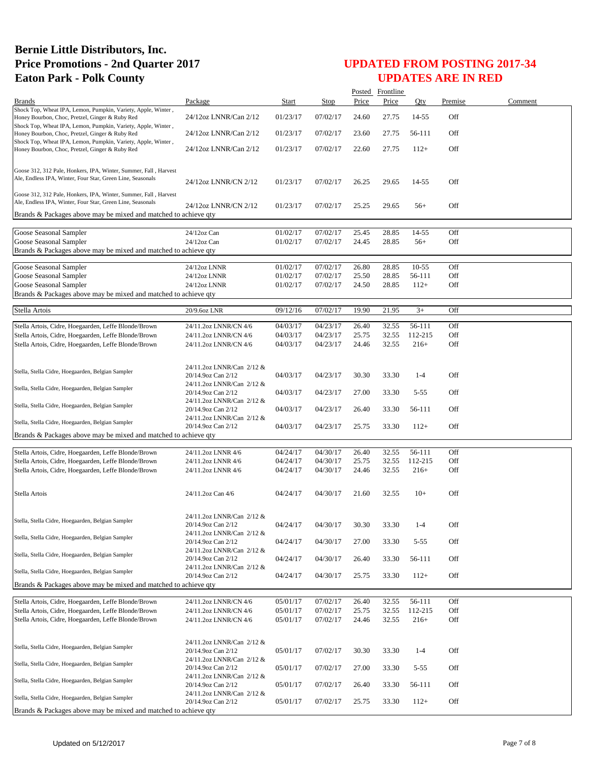# Bernie Little Distributors, Inc.
# Price Promotions - 2nd Quarter 2017
# Eaton Park - Polk County

## UPDATED FROM POSTING 2017-34
## UPDATES ARE IN RED

| Brands | Package | Start | Stop | Posted Price | Frontline Price | Qty | Premise | Comment |
|---|---|---|---|---|---|---|---|---|
| Shock Top, Wheat IPA, Lemon, Pumpkin, Variety, Apple, Winter , Honey Bourbon, Choc, Pretzel, Ginger & Ruby Red | 24/12oz LNNR/Can 2/12 | 01/23/17 | 07/02/17 | 24.60 | 27.75 | 14-55 | Off | |
| Shock Top, Wheat IPA, Lemon, Pumpkin, Variety, Apple, Winter , Honey Bourbon, Choc, Pretzel, Ginger & Ruby Red | 24/12oz LNNR/Can 2/12 | 01/23/17 | 07/02/17 | 23.60 | 27.75 | 56-111 | Off | |
| Shock Top, Wheat IPA, Lemon, Pumpkin, Variety, Apple, Winter , Honey Bourbon, Choc, Pretzel, Ginger & Ruby Red | 24/12oz LNNR/Can 2/12 | 01/23/17 | 07/02/17 | 22.60 | 27.75 | 112+ | Off | |
| Goose 312, 312 Pale, Honkers, IPA, Winter, Summer, Fall , Harvest Ale, Endless IPA, Winter, Four Star, Green Line, Seasonals | 24/12oz LNNR/CN 2/12 | 01/23/17 | 07/02/17 | 26.25 | 29.65 | 14-55 | Off | |
| Goose 312, 312 Pale, Honkers, IPA, Winter, Summer, Fall , Harvest Ale, Endless IPA, Winter, Four Star, Green Line, Seasonals | 24/12oz LNNR/CN 2/12 | 01/23/17 | 07/02/17 | 25.25 | 29.65 | 56+ | Off | |
| Brands & Packages above may be mixed and matched to achieve qty | | | | | | | | |
| Goose Seasonal Sampler | 24/12oz Can | 01/02/17 | 07/02/17 | 25.45 | 28.85 | 14-55 | Off | |
| Goose Seasonal Sampler | 24/12oz Can | 01/02/17 | 07/02/17 | 24.45 | 28.85 | 56+ | Off | |
| Brands & Packages above may be mixed and matched to achieve qty | | | | | | | | |
| Goose Seasonal Sampler | 24/12oz LNNR | 01/02/17 | 07/02/17 | 26.80 | 28.85 | 10-55 | Off | |
| Goose Seasonal Sampler | 24/12oz LNNR | 01/02/17 | 07/02/17 | 25.50 | 28.85 | 56-111 | Off | |
| Goose Seasonal Sampler | 24/12oz LNNR | 01/02/17 | 07/02/17 | 24.50 | 28.85 | 112+ | Off | |
| Brands & Packages above may be mixed and matched to achieve qty | | | | | | | | |
| Stella Artois | 20/9.6oz LNR | 09/12/16 | 07/02/17 | 19.90 | 21.95 | 3+ | Off | |
| Stella Artois, Cidre, Hoegaarden, Leffe Blonde/Brown | 24/11.2oz LNNR/CN 4/6 | 04/03/17 | 04/23/17 | 26.40 | 32.55 | 56-111 | Off | |
| Stella Artois, Cidre, Hoegaarden, Leffe Blonde/Brown | 24/11.2oz LNNR/CN 4/6 | 04/03/17 | 04/23/17 | 25.75 | 32.55 | 112-215 | Off | |
| Stella Artois, Cidre, Hoegaarden, Leffe Blonde/Brown | 24/11.2oz LNNR/CN 4/6 | 04/03/17 | 04/23/17 | 24.46 | 32.55 | 216+ | Off | |
| Stella, Stella Cidre, Hoegaarden, Belgian Sampler | 24/11.2oz LNNR/Can 2/12 & 20/14.9oz Can 2/12 | 04/03/17 | 04/23/17 | 30.30 | 33.30 | 1-4 | Off | |
| Stella, Stella Cidre, Hoegaarden, Belgian Sampler | 24/11.2oz LNNR/Can 2/12 & 20/14.9oz Can 2/12 | 04/03/17 | 04/23/17 | 27.00 | 33.30 | 5-55 | Off | |
| Stella, Stella Cidre, Hoegaarden, Belgian Sampler | 24/11.2oz LNNR/Can 2/12 & 20/14.9oz Can 2/12 | 04/03/17 | 04/23/17 | 26.40 | 33.30 | 56-111 | Off | |
| Stella, Stella Cidre, Hoegaarden, Belgian Sampler | 24/11.2oz LNNR/Can 2/12 & 20/14.9oz Can 2/12 | 04/03/17 | 04/23/17 | 25.75 | 33.30 | 112+ | Off | |
| Brands & Packages above may be mixed and matched to achieve qty | | | | | | | | |
| Stella Artois, Cidre, Hoegaarden, Leffe Blonde/Brown | 24/11.2oz LNNR 4/6 | 04/24/17 | 04/30/17 | 26.40 | 32.55 | 56-111 | Off | |
| Stella Artois, Cidre, Hoegaarden, Leffe Blonde/Brown | 24/11.2oz LNNR 4/6 | 04/24/17 | 04/30/17 | 25.75 | 32.55 | 112-215 | Off | |
| Stella Artois, Cidre, Hoegaarden, Leffe Blonde/Brown | 24/11.2oz LNNR 4/6 | 04/24/17 | 04/30/17 | 24.46 | 32.55 | 216+ | Off | |
| Stella Artois | 24/11.2oz Can 4/6 | 04/24/17 | 04/30/17 | 21.60 | 32.55 | 10+ | Off | |
| Stella, Stella Cidre, Hoegaarden, Belgian Sampler | 24/11.2oz LNNR/Can 2/12 & 20/14.9oz Can 2/12 | 04/24/17 | 04/30/17 | 30.30 | 33.30 | 1-4 | Off | |
| Stella, Stella Cidre, Hoegaarden, Belgian Sampler | 24/11.2oz LNNR/Can 2/12 & 20/14.9oz Can 2/12 | 04/24/17 | 04/30/17 | 27.00 | 33.30 | 5-55 | Off | |
| Stella, Stella Cidre, Hoegaarden, Belgian Sampler | 24/11.2oz LNNR/Can 2/12 & 20/14.9oz Can 2/12 | 04/24/17 | 04/30/17 | 26.40 | 33.30 | 56-111 | Off | |
| Stella, Stella Cidre, Hoegaarden, Belgian Sampler | 24/11.2oz LNNR/Can 2/12 & 20/14.9oz Can 2/12 | 04/24/17 | 04/30/17 | 25.75 | 33.30 | 112+ | Off | |
| Brands & Packages above may be mixed and matched to achieve qty | | | | | | | | |
| Stella Artois, Cidre, Hoegaarden, Leffe Blonde/Brown | 24/11.2oz LNNR/CN 4/6 | 05/01/17 | 07/02/17 | 26.40 | 32.55 | 56-111 | Off | |
| Stella Artois, Cidre, Hoegaarden, Leffe Blonde/Brown | 24/11.2oz LNNR/CN 4/6 | 05/01/17 | 07/02/17 | 25.75 | 32.55 | 112-215 | Off | |
| Stella Artois, Cidre, Hoegaarden, Leffe Blonde/Brown | 24/11.2oz LNNR/CN 4/6 | 05/01/17 | 07/02/17 | 24.46 | 32.55 | 216+ | Off | |
| Stella, Stella Cidre, Hoegaarden, Belgian Sampler | 24/11.2oz LNNR/Can 2/12 & 20/14.9oz Can 2/12 | 05/01/17 | 07/02/17 | 30.30 | 33.30 | 1-4 | Off | |
| Stella, Stella Cidre, Hoegaarden, Belgian Sampler | 24/11.2oz LNNR/Can 2/12 & 20/14.9oz Can 2/12 | 05/01/17 | 07/02/17 | 27.00 | 33.30 | 5-55 | Off | |
| Stella, Stella Cidre, Hoegaarden, Belgian Sampler | 24/11.2oz LNNR/Can 2/12 & 20/14.9oz Can 2/12 | 05/01/17 | 07/02/17 | 26.40 | 33.30 | 56-111 | Off | |
| Stella, Stella Cidre, Hoegaarden, Belgian Sampler | 24/11.2oz LNNR/Can 2/12 & 20/14.9oz Can 2/12 | 05/01/17 | 07/02/17 | 25.75 | 33.30 | 112+ | Off | |
| Brands & Packages above may be mixed and matched to achieve qty | | | | | | | | |

Updated on 5/12/2017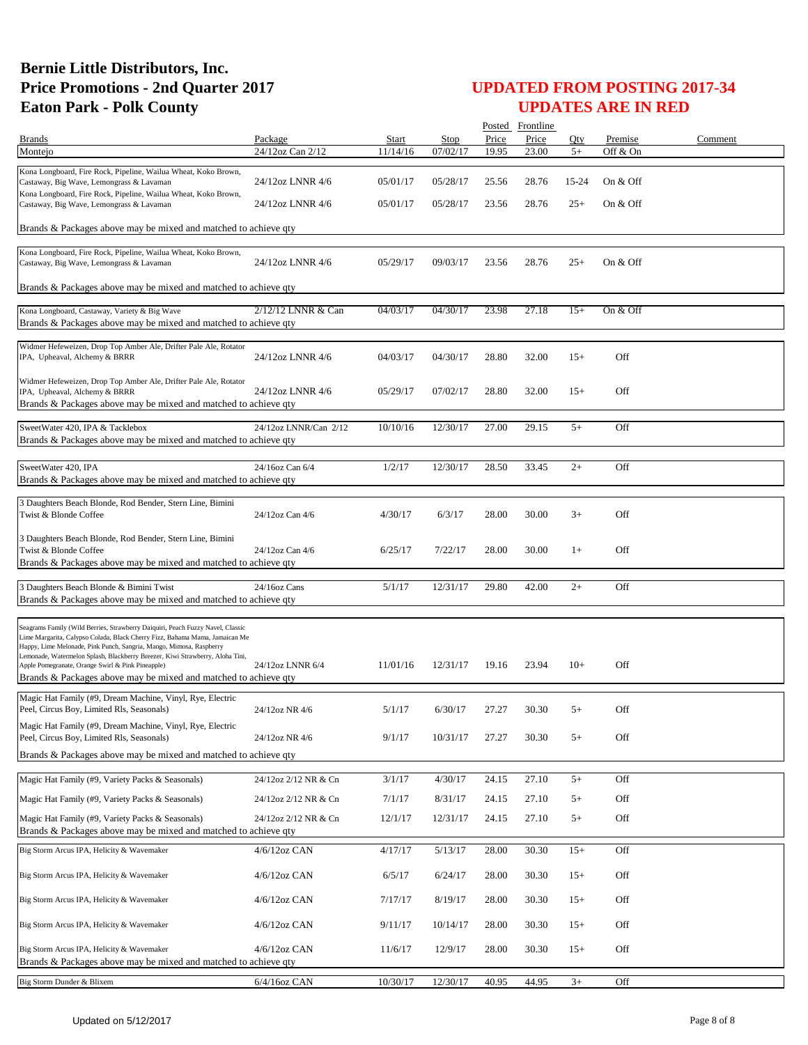# Bernie Little Distributors, Inc.
# Price Promotions - 2nd Quarter 2017
# Eaton Park - Polk County

## UPDATED FROM POSTING 2017-34
## UPDATES ARE IN RED

| Brands | Package | Start | Stop | Posted Price | Frontline Price | Qty | Premise | Comment |
|---|---|---|---|---|---|---|---|---|
| Montejo | 24/12oz Can 2/12 | 11/14/16 | 07/02/17 | 19.95 | 23.00 | 5+ | Off & On | |
| Kona Longboard, Fire Rock, Pipeline, Wailua Wheat, Koko Brown, Castaway, Big Wave, Lemongrass & Lavaman | 24/12oz LNNR 4/6 | 05/01/17 | 05/28/17 | 25.56 | 28.76 | 15-24 | On & Off | |
| Kona Longboard, Fire Rock, Pipeline, Wailua Wheat, Koko Brown, Castaway, Big Wave, Lemongrass & Lavaman | 24/12oz LNNR 4/6 | 05/01/17 | 05/28/17 | 23.56 | 28.76 | 25+ | On & Off | |
| Brands & Packages above may be mixed and matched to achieve qty | | | | | | | | |
| Kona Longboard, Fire Rock, Pipeline, Wailua Wheat, Koko Brown, Castaway, Big Wave, Lemongrass & Lavaman | 24/12oz LNNR 4/6 | 05/29/17 | 09/03/17 | 23.56 | 28.76 | 25+ | On & Off | |
| Brands & Packages above may be mixed and matched to achieve qty | | | | | | | | |
| Kona Longboard, Castaway, Variety & Big Wave | 2/12/12 LNNR & Can | 04/03/17 | 04/30/17 | 23.98 | 27.18 | 15+ | On & Off | |
| Brands & Packages above may be mixed and matched to achieve qty | | | | | | | | |
| Widmer Hefeweizen, Drop Top Amber Ale, Drifter Pale Ale, Rotator IPA, Upheaval, Alchemy & BRRR | 24/12oz LNNR 4/6 | 04/03/17 | 04/30/17 | 28.80 | 32.00 | 15+ | Off | |
| Widmer Hefeweizen, Drop Top Amber Ale, Drifter Pale Ale, Rotator IPA, Upheaval, Alchemy & BRRR | 24/12oz LNNR 4/6 | 05/29/17 | 07/02/17 | 28.80 | 32.00 | 15+ | Off | |
| Brands & Packages above may be mixed and matched to achieve qty | | | | | | | | |
| SweetWater 420, IPA & Tacklebox | 24/12oz LNNR/Can 2/12 | 10/10/16 | 12/30/17 | 27.00 | 29.15 | 5+ | Off | |
| Brands & Packages above may be mixed and matched to achieve qty | | | | | | | | |
| SweetWater 420, IPA | 24/16oz Can 6/4 | 1/2/17 | 12/30/17 | 28.50 | 33.45 | 2+ | Off | |
| Brands & Packages above may be mixed and matched to achieve qty | | | | | | | | |
| 3 Daughters Beach Blonde, Rod Bender, Stern Line, Bimini Twist & Blonde Coffee | 24/12oz Can 4/6 | 4/30/17 | 6/3/17 | 28.00 | 30.00 | 3+ | Off | |
| 3 Daughters Beach Blonde, Rod Bender, Stern Line, Bimini Twist & Blonde Coffee | 24/12oz Can 4/6 | 6/25/17 | 7/22/17 | 28.00 | 30.00 | 1+ | Off | |
| Brands & Packages above may be mixed and matched to achieve qty | | | | | | | | |
| 3 Daughters Beach Blonde & Bimini Twist | 24/16oz Cans | 5/1/17 | 12/31/17 | 29.80 | 42.00 | 2+ | Off | |
| Brands & Packages above may be mixed and matched to achieve qty | | | | | | | | |
| Seagrams Family (Wild Berries, Strawberry Daiquiri, Peach Fuzzy Navel, Classic Lime Margarita, Calypso Colada, Black Cherry Fizz, Bahama Mama, Jamaican Me Happy, Lime Melonade, Pink Punch, Sangria, Mango, Mimosa, Raspberry Lemonade, Watermelon Splash, Blackberry Breezer, Kiwi Strawberry, Aloha Tini, Apple Pomegranate, Orange Swirl & Pink Pineapple) | 24/12oz LNNR 6/4 | 11/01/16 | 12/31/17 | 19.16 | 23.94 | 10+ | Off | |
| Brands & Packages above may be mixed and matched to achieve qty | | | | | | | | |
| Magic Hat Family (#9, Dream Machine, Vinyl, Rye, Electric Peel, Circus Boy, Limited Rls, Seasonals) | 24/12oz NR 4/6 | 5/1/17 | 6/30/17 | 27.27 | 30.30 | 5+ | Off | |
| Magic Hat Family (#9, Dream Machine, Vinyl, Rye, Electric Peel, Circus Boy, Limited Rls, Seasonals) | 24/12oz NR 4/6 | 9/1/17 | 10/31/17 | 27.27 | 30.30 | 5+ | Off | |
| Brands & Packages above may be mixed and matched to achieve qty | | | | | | | | |
| Magic Hat Family (#9, Variety Packs & Seasonals) | 24/12oz 2/12 NR & Cn | 3/1/17 | 4/30/17 | 24.15 | 27.10 | 5+ | Off | |
| Magic Hat Family (#9, Variety Packs & Seasonals) | 24/12oz 2/12 NR & Cn | 7/1/17 | 8/31/17 | 24.15 | 27.10 | 5+ | Off | |
| Magic Hat Family (#9, Variety Packs & Seasonals) | 24/12oz 2/12 NR & Cn | 12/1/17 | 12/31/17 | 24.15 | 27.10 | 5+ | Off | |
| Brands & Packages above may be mixed and matched to achieve qty | | | | | | | | |
| Big Storm Arcus IPA, Helicity & Wavemaker | 4/6/12oz CAN | 4/17/17 | 5/13/17 | 28.00 | 30.30 | 15+ | Off | |
| Big Storm Arcus IPA, Helicity & Wavemaker | 4/6/12oz CAN | 6/5/17 | 6/24/17 | 28.00 | 30.30 | 15+ | Off | |
| Big Storm Arcus IPA, Helicity & Wavemaker | 4/6/12oz CAN | 7/17/17 | 8/19/17 | 28.00 | 30.30 | 15+ | Off | |
| Big Storm Arcus IPA, Helicity & Wavemaker | 4/6/12oz CAN | 9/11/17 | 10/14/17 | 28.00 | 30.30 | 15+ | Off | |
| Big Storm Arcus IPA, Helicity & Wavemaker | 4/6/12oz CAN | 11/6/17 | 12/9/17 | 28.00 | 30.30 | 15+ | Off | |
| Brands & Packages above may be mixed and matched to achieve qty | | | | | | | | |
| Big Storm Dunder & Blixem | 6/4/16oz CAN | 10/30/17 | 12/30/17 | 40.95 | 44.95 | 3+ | Off | |

Updated on 5/12/2017